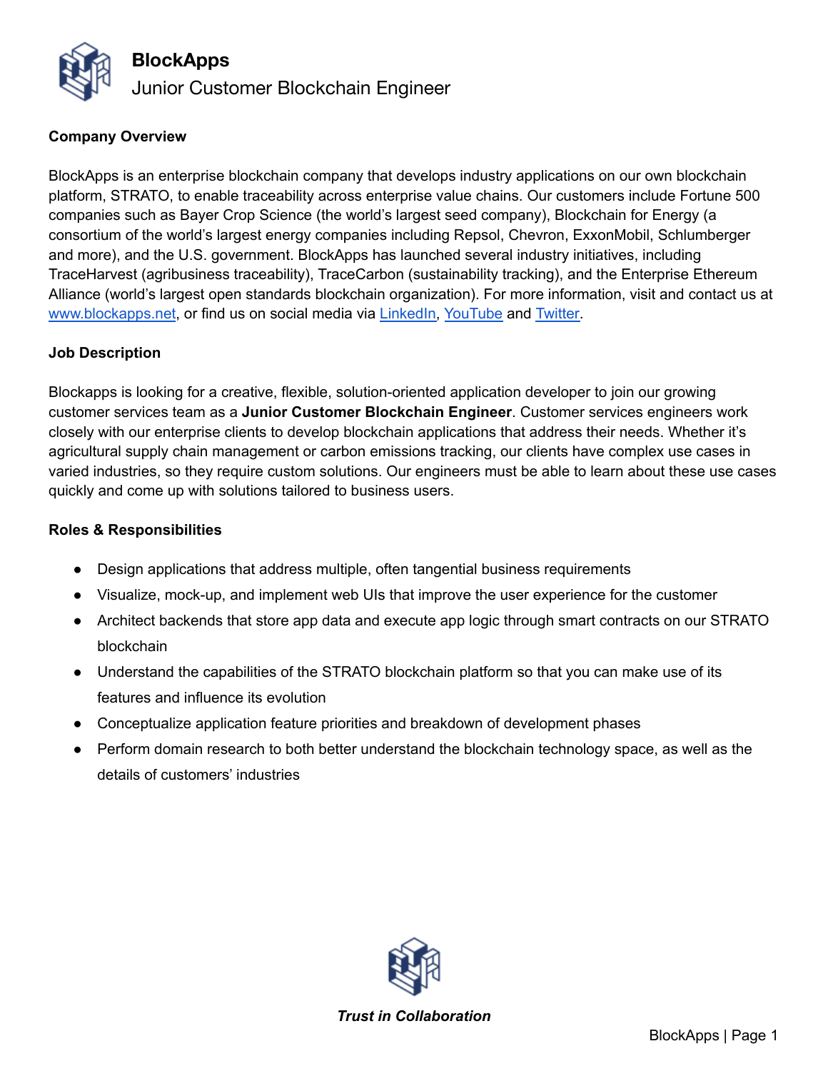# BlockApps

## Junior Customer Blockchain Engineer

**Company Overview**

BlockApps is an enterprise blockchain company that develops industry applications on our own blockchain platform, STRATO, to enable traceability across enterprise value chains. Our customers include Fortune 500 companies such as Bayer Crop Science (the world's largest seed company), Blockchain for Energy (a consortium of the world's largest energy companies including Repsol, Chevron, ExxonMobil, Schlumberger and more), and the U.S. government. BlockApps has launched several industry initiatives, including TraceHarvest (agribusiness traceability), TraceCarbon (sustainability tracking), and the Enterprise Ethereum Alliance (world's largest open standards blockchain organization). For more information, visit and contact us at www.blockapps.net, or find us on social media via LinkedIn, YouTube and Twitter.

**Job Description**

Blockapps is looking for a creative, flexible, solution-oriented application developer to join our growing customer services team as a **Junior Customer Blockchain Engineer**. Customer services engineers work closely with our enterprise clients to develop blockchain applications that address their needs. Whether it's agricultural supply chain management or carbon emissions tracking, our clients have complex use cases in varied industries, so they require custom solutions. Our engineers must be able to learn about these use cases quickly and come up with solutions tailored to business users.

**Roles & Responsibilities**

- Design applications that address multiple, often tangential business requirements
- Visualize, mock-up, and implement web UIs that improve the user experience for the customer
- Architect backends that store app data and execute app logic through smart contracts on our STRATO blockchain
- Understand the capabilities of the STRATO blockchain platform so that you can make use of its features and influence its evolution
- Conceptualize application feature priorities and breakdown of development phases
- Perform domain research to both better understand the blockchain technology space, as well as the details of customers' industries

***Trust in Collaboration***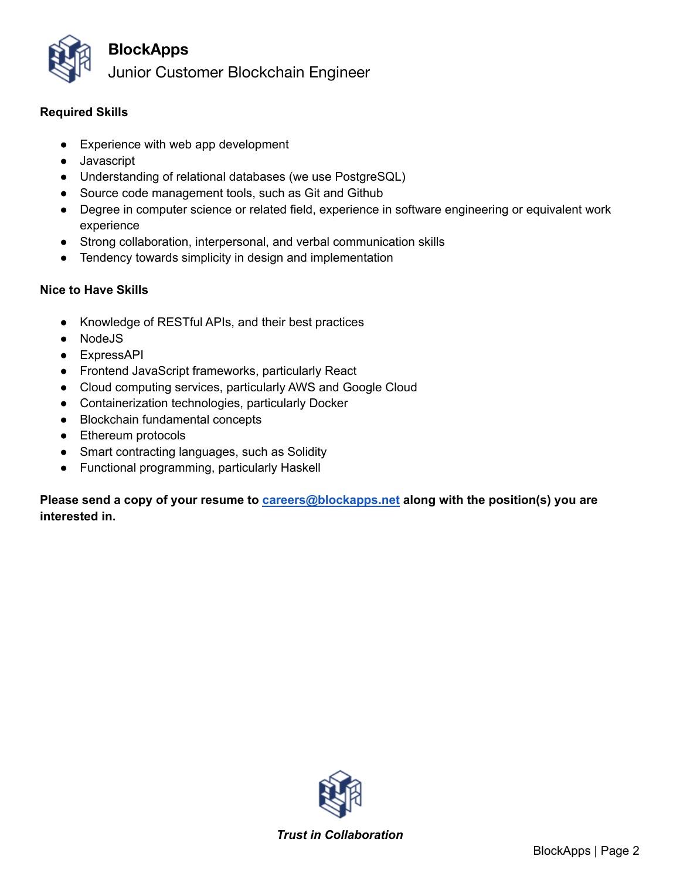# BlockApps

## Junior Customer Blockchain Engineer

**Required Skills**

- Experience with web app development
- Javascript
- Understanding of relational databases (we use PostgreSQL)
- Source code management tools, such as Git and Github
- Degree in computer science or related field, experience in software engineering or equivalent work experience
- Strong collaboration, interpersonal, and verbal communication skills
- Tendency towards simplicity in design and implementation

**Nice to Have Skills**

- Knowledge of RESTful APIs, and their best practices
- NodeJS
- ExpressAPI
- Frontend JavaScript frameworks, particularly React
- Cloud computing services, particularly AWS and Google Cloud
- Containerization technologies, particularly Docker
- Blockchain fundamental concepts
- Ethereum protocols
- Smart contracting languages, such as Solidity
- Functional programming, particularly Haskell

**Please send a copy of your resume to [careers@blockapps.net](mailto:careers@blockapps.net) along with the position(s) you are interested in.**

***Trust in Collaboration***